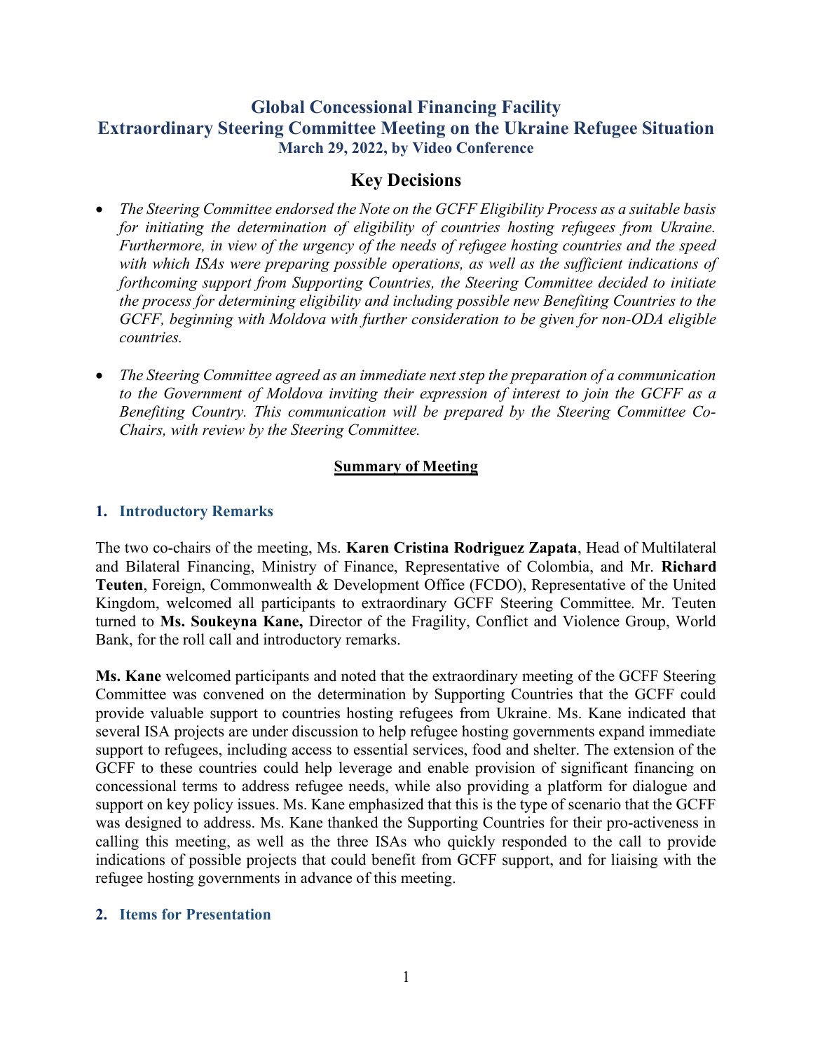# Global Concessional Financing Facility
# Extraordinary Steering Committee Meeting on the Ukraine Refugee Situation
### March 29, 2022, by Video Conference

## Key Decisions

- *The Steering Committee endorsed the Note on the GCFF Eligibility Process as a suitable basis for initiating the determination of eligibility of countries hosting refugees from Ukraine. Furthermore, in view of the urgency of the needs of refugee hosting countries and the speed with which ISAs were preparing possible operations, as well as the sufficient indications of forthcoming support from Supporting Countries, the Steering Committee decided to initiate the process for determining eligibility and including possible new Benefiting Countries to the GCFF, beginning with Moldova with further consideration to be given for non-ODA eligible countries.*

- *The Steering Committee agreed as an immediate next step the preparation of a communication to the Government of Moldova inviting their expression of interest to join the GCFF as a Benefiting Country. This communication will be prepared by the Steering Committee Co-Chairs, with review by the Steering Committee.*

**Summary of Meeting**

### 1. Introductory Remarks

The two co-chairs of the meeting, Ms. **Karen Cristina Rodriguez Zapata**, Head of Multilateral and Bilateral Financing, Ministry of Finance, Representative of Colombia, and Mr. **Richard Teuten**, Foreign, Commonwealth & Development Office (FCDO), Representative of the United Kingdom, welcomed all participants to extraordinary GCFF Steering Committee. Mr. Teuten turned to **Ms. Soukeyna Kane,** Director of the Fragility, Conflict and Violence Group, World Bank, for the roll call and introductory remarks.

**Ms. Kane** welcomed participants and noted that the extraordinary meeting of the GCFF Steering Committee was convened on the determination by Supporting Countries that the GCFF could provide valuable support to countries hosting refugees from Ukraine. Ms. Kane indicated that several ISA projects are under discussion to help refugee hosting governments expand immediate support to refugees, including access to essential services, food and shelter. The extension of the GCFF to these countries could help leverage and enable provision of significant financing on concessional terms to address refugee needs, while also providing a platform for dialogue and support on key policy issues. Ms. Kane emphasized that this is the type of scenario that the GCFF was designed to address. Ms. Kane thanked the Supporting Countries for their pro-activeness in calling this meeting, as well as the three ISAs who quickly responded to the call to provide indications of possible projects that could benefit from GCFF support, and for liaising with the refugee hosting governments in advance of this meeting.

### 2. Items for Presentation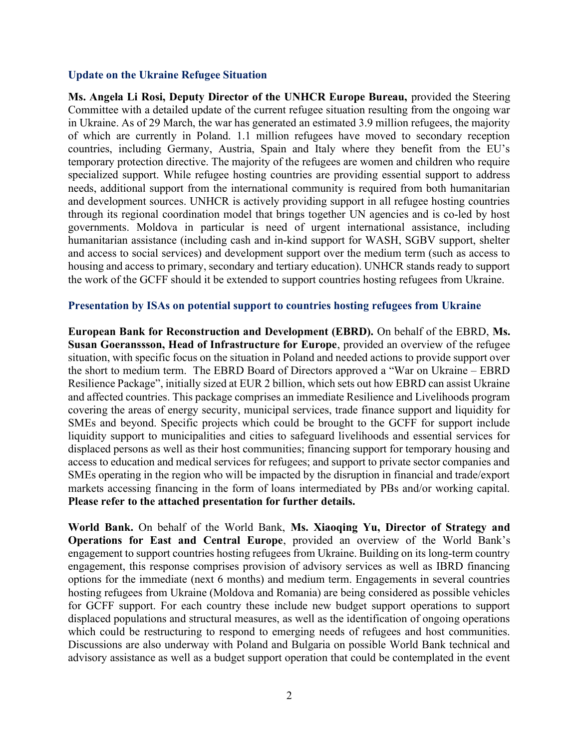### Update on the Ukraine Refugee Situation

**Ms. Angela Li Rosi, Deputy Director of the UNHCR Europe Bureau,** provided the Steering Committee with a detailed update of the current refugee situation resulting from the ongoing war in Ukraine. As of 29 March, the war has generated an estimated 3.9 million refugees, the majority of which are currently in Poland. 1.1 million refugees have moved to secondary reception countries, including Germany, Austria, Spain and Italy where they benefit from the EU's temporary protection directive. The majority of the refugees are women and children who require specialized support. While refugee hosting countries are providing essential support to address needs, additional support from the international community is required from both humanitarian and development sources. UNHCR is actively providing support in all refugee hosting countries through its regional coordination model that brings together UN agencies and is co-led by host governments. Moldova in particular is need of urgent international assistance, including humanitarian assistance (including cash and in-kind support for WASH, SGBV support, shelter and access to social services) and development support over the medium term (such as access to housing and access to primary, secondary and tertiary education). UNHCR stands ready to support the work of the GCFF should it be extended to support countries hosting refugees from Ukraine.

### Presentation by ISAs on potential support to countries hosting refugees from Ukraine

**European Bank for Reconstruction and Development (EBRD).** On behalf of the EBRD, **Ms. Susan Goeranssson, Head of Infrastructure for Europe**, provided an overview of the refugee situation, with specific focus on the situation in Poland and needed actions to provide support over the short to medium term. The EBRD Board of Directors approved a "War on Ukraine – EBRD Resilience Package", initially sized at EUR 2 billion, which sets out how EBRD can assist Ukraine and affected countries. This package comprises an immediate Resilience and Livelihoods program covering the areas of energy security, municipal services, trade finance support and liquidity for SMEs and beyond. Specific projects which could be brought to the GCFF for support include liquidity support to municipalities and cities to safeguard livelihoods and essential services for displaced persons as well as their host communities; financing support for temporary housing and access to education and medical services for refugees; and support to private sector companies and SMEs operating in the region who will be impacted by the disruption in financial and trade/export markets accessing financing in the form of loans intermediated by PBs and/or working capital. **Please refer to the attached presentation for further details.**

**World Bank.** On behalf of the World Bank, **Ms. Xiaoqing Yu, Director of Strategy and Operations for East and Central Europe**, provided an overview of the World Bank's engagement to support countries hosting refugees from Ukraine. Building on its long-term country engagement, this response comprises provision of advisory services as well as IBRD financing options for the immediate (next 6 months) and medium term. Engagements in several countries hosting refugees from Ukraine (Moldova and Romania) are being considered as possible vehicles for GCFF support. For each country these include new budget support operations to support displaced populations and structural measures, as well as the identification of ongoing operations which could be restructuring to respond to emerging needs of refugees and host communities. Discussions are also underway with Poland and Bulgaria on possible World Bank technical and advisory assistance as well as a budget support operation that could be contemplated in the event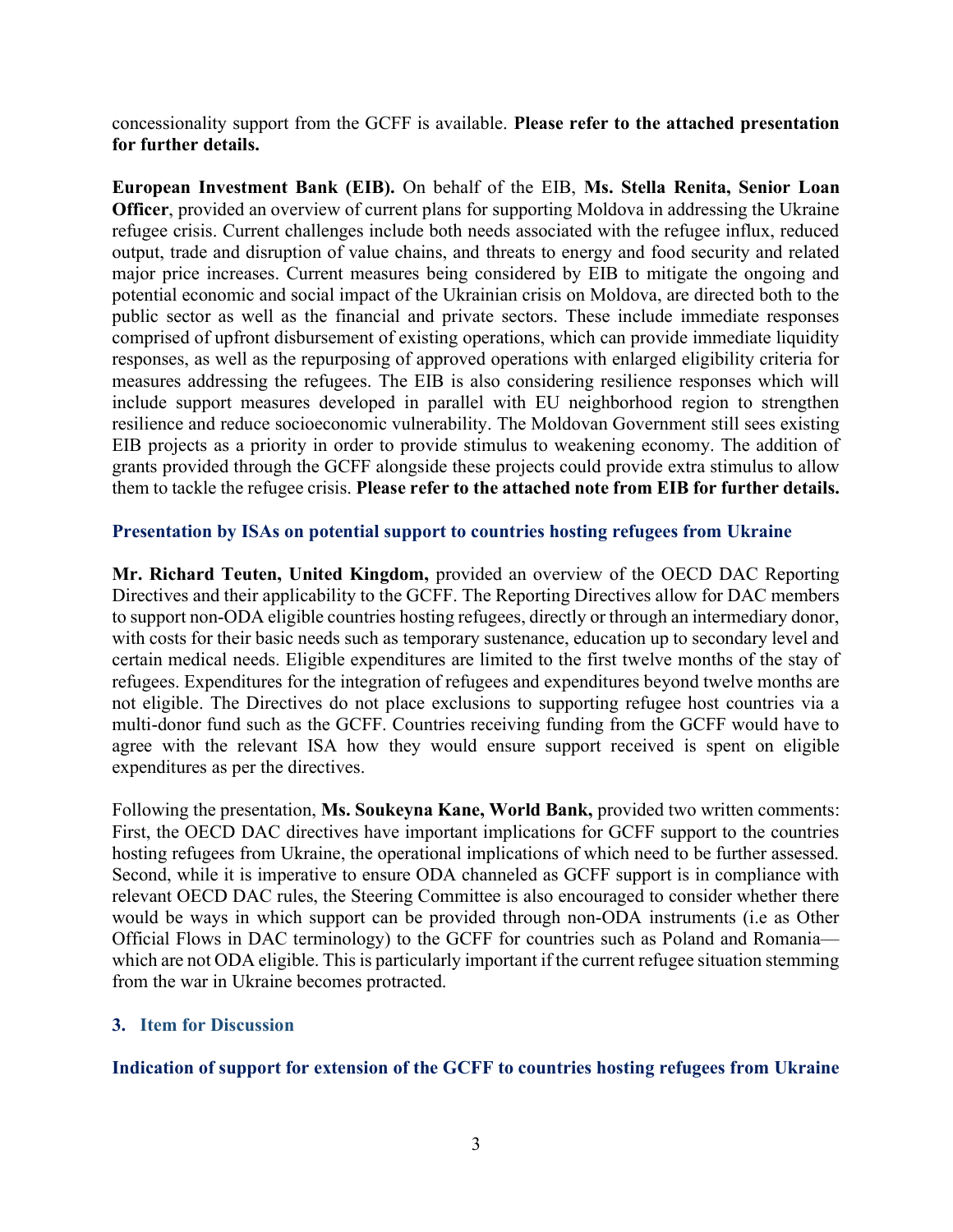concessionality support from the GCFF is available. **Please refer to the attached presentation for further details.**

**European Investment Bank (EIB).** On behalf of the EIB, **Ms. Stella Renita, Senior Loan Officer**, provided an overview of current plans for supporting Moldova in addressing the Ukraine refugee crisis. Current challenges include both needs associated with the refugee influx, reduced output, trade and disruption of value chains, and threats to energy and food security and related major price increases. Current measures being considered by EIB to mitigate the ongoing and potential economic and social impact of the Ukrainian crisis on Moldova, are directed both to the public sector as well as the financial and private sectors. These include immediate responses comprised of upfront disbursement of existing operations, which can provide immediate liquidity responses, as well as the repurposing of approved operations with enlarged eligibility criteria for measures addressing the refugees. The EIB is also considering resilience responses which will include support measures developed in parallel with EU neighborhood region to strengthen resilience and reduce socioeconomic vulnerability. The Moldovan Government still sees existing EIB projects as a priority in order to provide stimulus to weakening economy. The addition of grants provided through the GCFF alongside these projects could provide extra stimulus to allow them to tackle the refugee crisis. **Please refer to the attached note from EIB for further details.**

### Presentation by ISAs on potential support to countries hosting refugees from Ukraine

**Mr. Richard Teuten, United Kingdom,** provided an overview of the OECD DAC Reporting Directives and their applicability to the GCFF. The Reporting Directives allow for DAC members to support non-ODA eligible countries hosting refugees, directly or through an intermediary donor, with costs for their basic needs such as temporary sustenance, education up to secondary level and certain medical needs. Eligible expenditures are limited to the first twelve months of the stay of refugees. Expenditures for the integration of refugees and expenditures beyond twelve months are not eligible. The Directives do not place exclusions to supporting refugee host countries via a multi-donor fund such as the GCFF. Countries receiving funding from the GCFF would have to agree with the relevant ISA how they would ensure support received is spent on eligible expenditures as per the directives.

Following the presentation, **Ms. Soukeyna Kane, World Bank,** provided two written comments: First, the OECD DAC directives have important implications for GCFF support to the countries hosting refugees from Ukraine, the operational implications of which need to be further assessed. Second, while it is imperative to ensure ODA channeled as GCFF support is in compliance with relevant OECD DAC rules, the Steering Committee is also encouraged to consider whether there would be ways in which support can be provided through non-ODA instruments (i.e as Other Official Flows in DAC terminology) to the GCFF for countries such as Poland and Romania—which are not ODA eligible. This is particularly important if the current refugee situation stemming from the war in Ukraine becomes protracted.

## 3. Item for Discussion

### Indication of support for extension of the GCFF to countries hosting refugees from Ukraine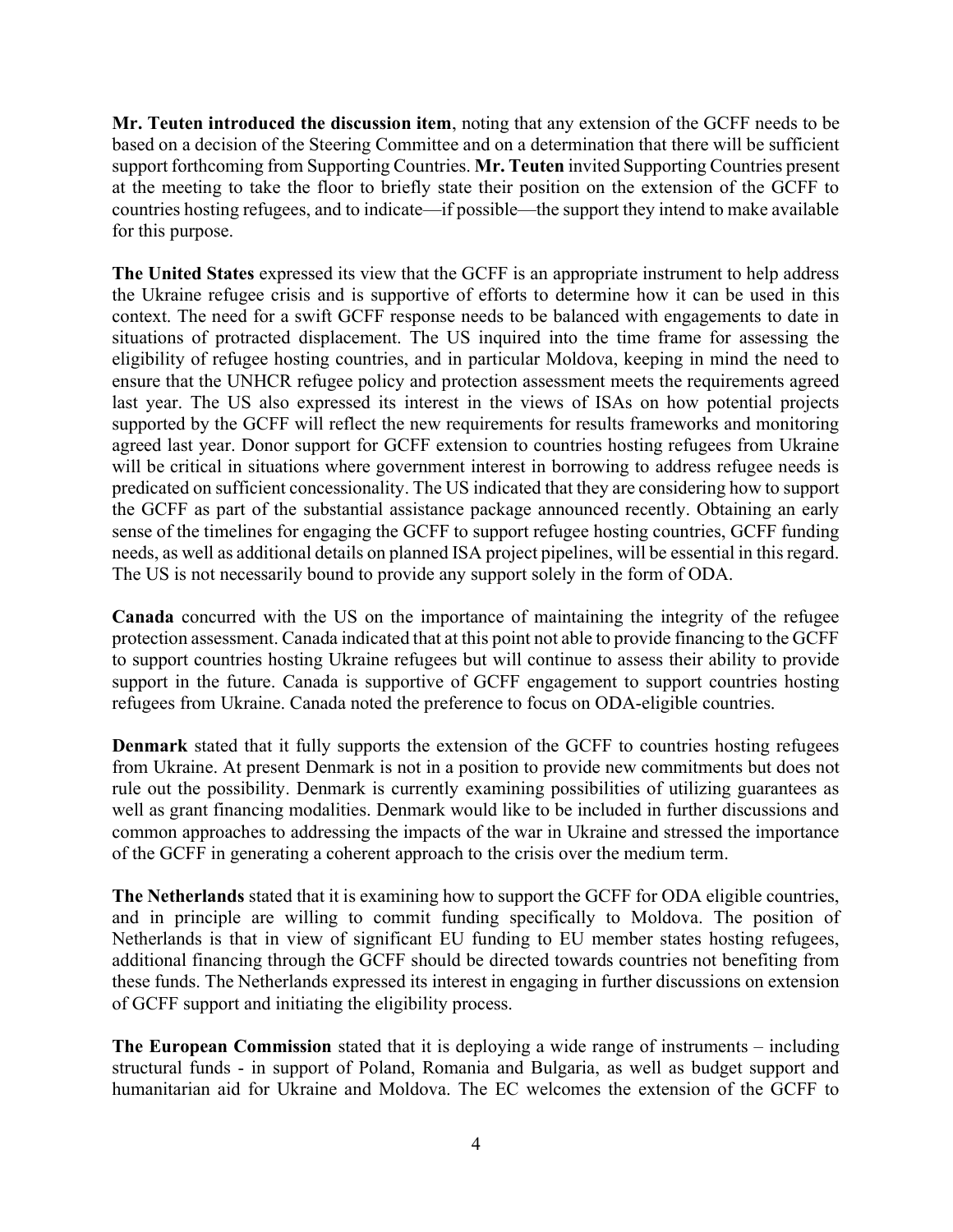**Mr. Teuten introduced the discussion item**, noting that any extension of the GCFF needs to be based on a decision of the Steering Committee and on a determination that there will be sufficient support forthcoming from Supporting Countries. **Mr. Teuten** invited Supporting Countries present at the meeting to take the floor to briefly state their position on the extension of the GCFF to countries hosting refugees, and to indicate—if possible—the support they intend to make available for this purpose.

**The United States** expressed its view that the GCFF is an appropriate instrument to help address the Ukraine refugee crisis and is supportive of efforts to determine how it can be used in this context. The need for a swift GCFF response needs to be balanced with engagements to date in situations of protracted displacement. The US inquired into the time frame for assessing the eligibility of refugee hosting countries, and in particular Moldova, keeping in mind the need to ensure that the UNHCR refugee policy and protection assessment meets the requirements agreed last year. The US also expressed its interest in the views of ISAs on how potential projects supported by the GCFF will reflect the new requirements for results frameworks and monitoring agreed last year. Donor support for GCFF extension to countries hosting refugees from Ukraine will be critical in situations where government interest in borrowing to address refugee needs is predicated on sufficient concessionality. The US indicated that they are considering how to support the GCFF as part of the substantial assistance package announced recently. Obtaining an early sense of the timelines for engaging the GCFF to support refugee hosting countries, GCFF funding needs, as well as additional details on planned ISA project pipelines, will be essential in this regard. The US is not necessarily bound to provide any support solely in the form of ODA.

**Canada** concurred with the US on the importance of maintaining the integrity of the refugee protection assessment. Canada indicated that at this point not able to provide financing to the GCFF to support countries hosting Ukraine refugees but will continue to assess their ability to provide support in the future. Canada is supportive of GCFF engagement to support countries hosting refugees from Ukraine. Canada noted the preference to focus on ODA-eligible countries.

**Denmark** stated that it fully supports the extension of the GCFF to countries hosting refugees from Ukraine. At present Denmark is not in a position to provide new commitments but does not rule out the possibility. Denmark is currently examining possibilities of utilizing guarantees as well as grant financing modalities. Denmark would like to be included in further discussions and common approaches to addressing the impacts of the war in Ukraine and stressed the importance of the GCFF in generating a coherent approach to the crisis over the medium term.

**The Netherlands** stated that it is examining how to support the GCFF for ODA eligible countries, and in principle are willing to commit funding specifically to Moldova. The position of Netherlands is that in view of significant EU funding to EU member states hosting refugees, additional financing through the GCFF should be directed towards countries not benefiting from these funds. The Netherlands expressed its interest in engaging in further discussions on extension of GCFF support and initiating the eligibility process.

**The European Commission** stated that it is deploying a wide range of instruments – including structural funds - in support of Poland, Romania and Bulgaria, as well as budget support and humanitarian aid for Ukraine and Moldova. The EC welcomes the extension of the GCFF to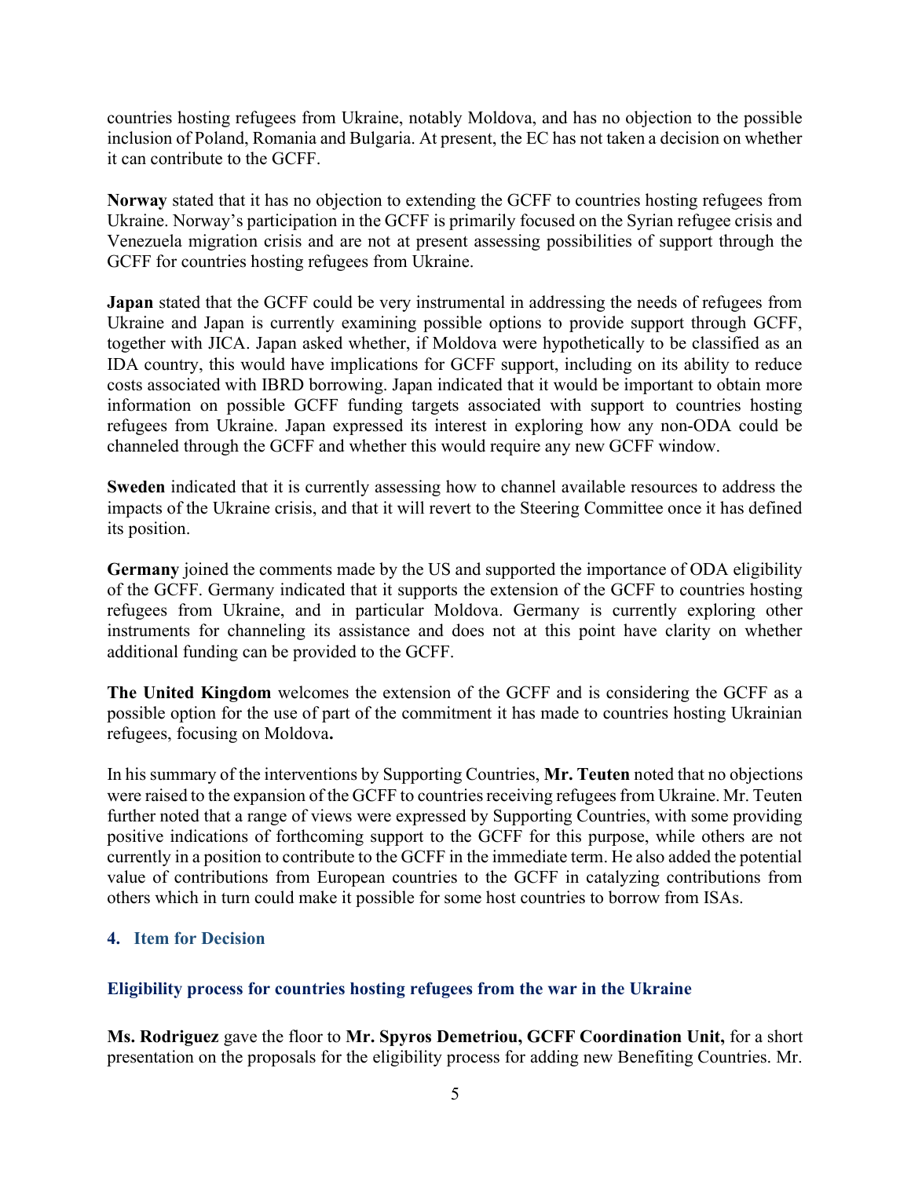countries hosting refugees from Ukraine, notably Moldova, and has no objection to the possible inclusion of Poland, Romania and Bulgaria. At present, the EC has not taken a decision on whether it can contribute to the GCFF.

**Norway** stated that it has no objection to extending the GCFF to countries hosting refugees from Ukraine. Norway's participation in the GCFF is primarily focused on the Syrian refugee crisis and Venezuela migration crisis and are not at present assessing possibilities of support through the GCFF for countries hosting refugees from Ukraine.

**Japan** stated that the GCFF could be very instrumental in addressing the needs of refugees from Ukraine and Japan is currently examining possible options to provide support through GCFF, together with JICA. Japan asked whether, if Moldova were hypothetically to be classified as an IDA country, this would have implications for GCFF support, including on its ability to reduce costs associated with IBRD borrowing. Japan indicated that it would be important to obtain more information on possible GCFF funding targets associated with support to countries hosting refugees from Ukraine. Japan expressed its interest in exploring how any non-ODA could be channeled through the GCFF and whether this would require any new GCFF window.

**Sweden** indicated that it is currently assessing how to channel available resources to address the impacts of the Ukraine crisis, and that it will revert to the Steering Committee once it has defined its position.

**Germany** joined the comments made by the US and supported the importance of ODA eligibility of the GCFF. Germany indicated that it supports the extension of the GCFF to countries hosting refugees from Ukraine, and in particular Moldova. Germany is currently exploring other instruments for channeling its assistance and does not at this point have clarity on whether additional funding can be provided to the GCFF.

**The United Kingdom** welcomes the extension of the GCFF and is considering the GCFF as a possible option for the use of part of the commitment it has made to countries hosting Ukrainian refugees, focusing on Moldova**.**

In his summary of the interventions by Supporting Countries, **Mr. Teuten** noted that no objections were raised to the expansion of the GCFF to countries receiving refugees from Ukraine. Mr. Teuten further noted that a range of views were expressed by Supporting Countries, with some providing positive indications of forthcoming support to the GCFF for this purpose, while others are not currently in a position to contribute to the GCFF in the immediate term. He also added the potential value of contributions from European countries to the GCFF in catalyzing contributions from others which in turn could make it possible for some host countries to borrow from ISAs.

## 4. Item for Decision

### Eligibility process for countries hosting refugees from the war in the Ukraine

**Ms. Rodriguez** gave the floor to **Mr. Spyros Demetriou, GCFF Coordination Unit,** for a short presentation on the proposals for the eligibility process for adding new Benefiting Countries. Mr.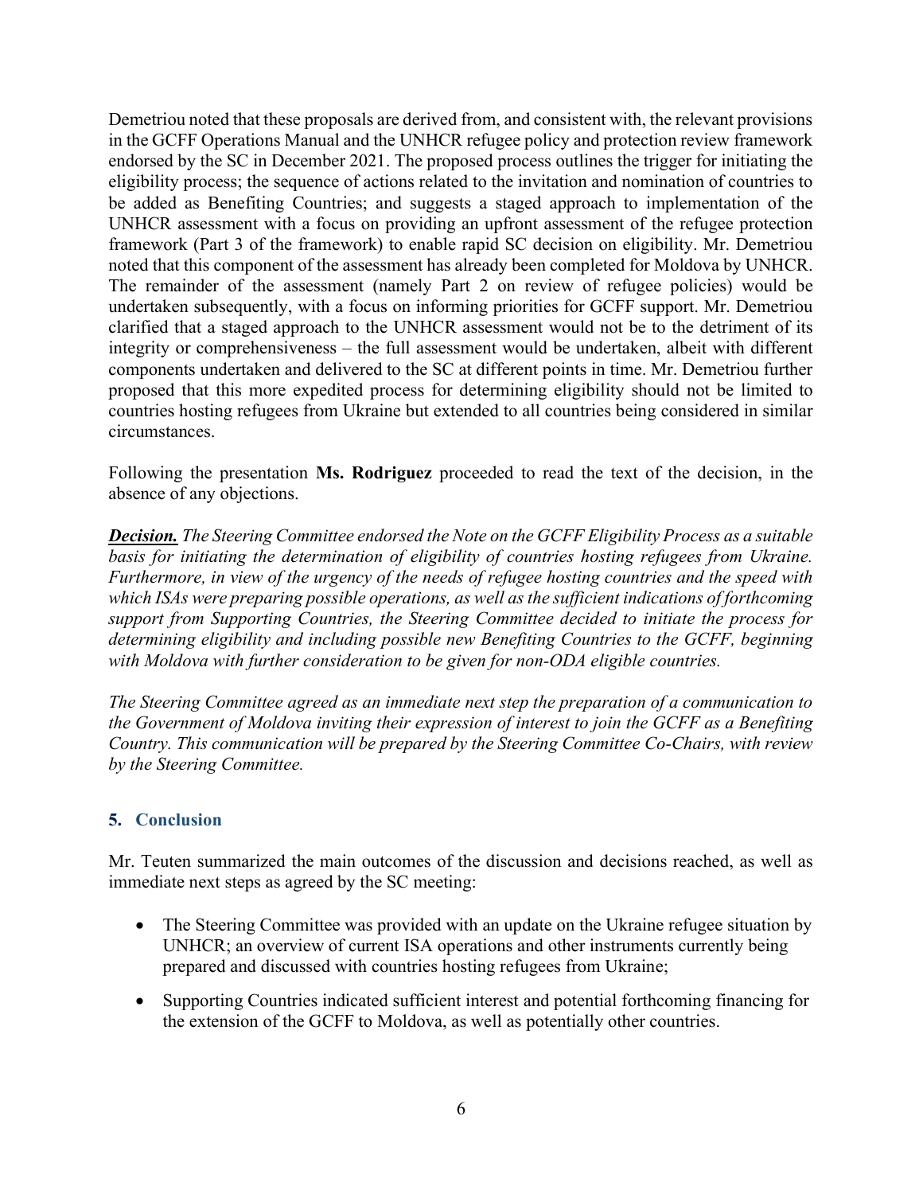Demetriou noted that these proposals are derived from, and consistent with, the relevant provisions in the GCFF Operations Manual and the UNHCR refugee policy and protection review framework endorsed by the SC in December 2021. The proposed process outlines the trigger for initiating the eligibility process; the sequence of actions related to the invitation and nomination of countries to be added as Benefiting Countries; and suggests a staged approach to implementation of the UNHCR assessment with a focus on providing an upfront assessment of the refugee protection framework (Part 3 of the framework) to enable rapid SC decision on eligibility. Mr. Demetriou noted that this component of the assessment has already been completed for Moldova by UNHCR. The remainder of the assessment (namely Part 2 on review of refugee policies) would be undertaken subsequently, with a focus on informing priorities for GCFF support. Mr. Demetriou clarified that a staged approach to the UNHCR assessment would not be to the detriment of its integrity or comprehensiveness – the full assessment would be undertaken, albeit with different components undertaken and delivered to the SC at different points in time. Mr. Demetriou further proposed that this more expedited process for determining eligibility should not be limited to countries hosting refugees from Ukraine but extended to all countries being considered in similar circumstances.

Following the presentation **Ms. Rodriguez** proceeded to read the text of the decision, in the absence of any objections.

***Decision.*** *The Steering Committee endorsed the Note on the GCFF Eligibility Process as a suitable basis for initiating the determination of eligibility of countries hosting refugees from Ukraine. Furthermore, in view of the urgency of the needs of refugee hosting countries and the speed with which ISAs were preparing possible operations, as well as the sufficient indications of forthcoming support from Supporting Countries, the Steering Committee decided to initiate the process for determining eligibility and including possible new Benefiting Countries to the GCFF, beginning with Moldova with further consideration to be given for non-ODA eligible countries.*

*The Steering Committee agreed as an immediate next step the preparation of a communication to the Government of Moldova inviting their expression of interest to join the GCFF as a Benefiting Country. This communication will be prepared by the Steering Committee Co-Chairs, with review by the Steering Committee.*

## 5. Conclusion

Mr. Teuten summarized the main outcomes of the discussion and decisions reached, as well as immediate next steps as agreed by the SC meeting:

- The Steering Committee was provided with an update on the Ukraine refugee situation by UNHCR; an overview of current ISA operations and other instruments currently being prepared and discussed with countries hosting refugees from Ukraine;
- Supporting Countries indicated sufficient interest and potential forthcoming financing for the extension of the GCFF to Moldova, as well as potentially other countries.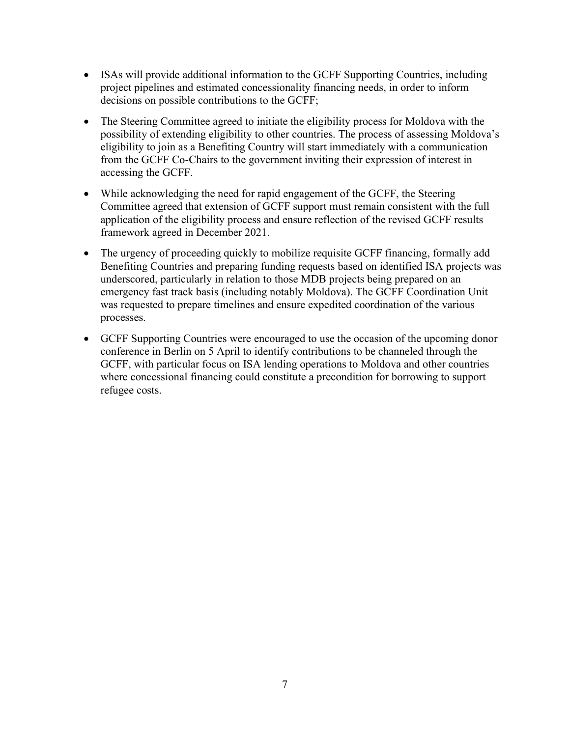- ISAs will provide additional information to the GCFF Supporting Countries, including project pipelines and estimated concessionality financing needs, in order to inform decisions on possible contributions to the GCFF;

- The Steering Committee agreed to initiate the eligibility process for Moldova with the possibility of extending eligibility to other countries. The process of assessing Moldova's eligibility to join as a Benefiting Country will start immediately with a communication from the GCFF Co-Chairs to the government inviting their expression of interest in accessing the GCFF.

- While acknowledging the need for rapid engagement of the GCFF, the Steering Committee agreed that extension of GCFF support must remain consistent with the full application of the eligibility process and ensure reflection of the revised GCFF results framework agreed in December 2021.

- The urgency of proceeding quickly to mobilize requisite GCFF financing, formally add Benefiting Countries and preparing funding requests based on identified ISA projects was underscored, particularly in relation to those MDB projects being prepared on an emergency fast track basis (including notably Moldova). The GCFF Coordination Unit was requested to prepare timelines and ensure expedited coordination of the various processes.

- GCFF Supporting Countries were encouraged to use the occasion of the upcoming donor conference in Berlin on 5 April to identify contributions to be channeled through the GCFF, with particular focus on ISA lending operations to Moldova and other countries where concessional financing could constitute a precondition for borrowing to support refugee costs.